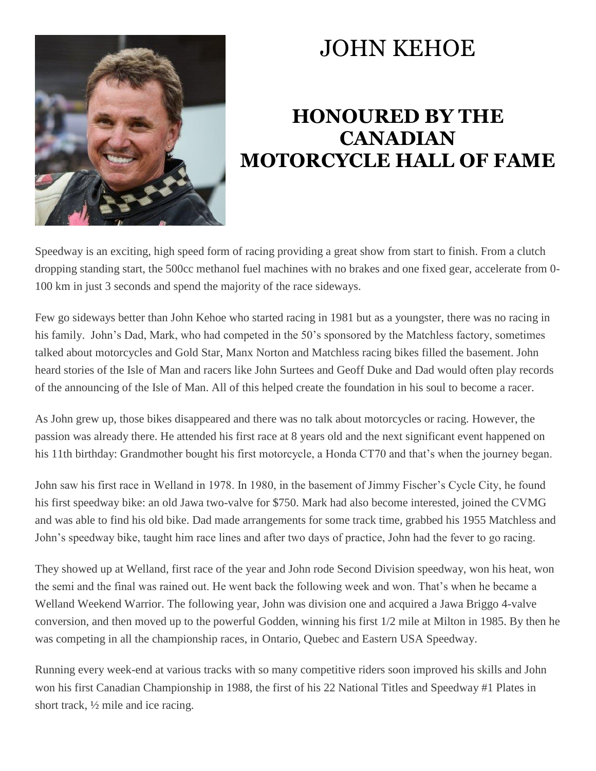# JOHN KEHOE

## HONOURED BY THE CANADIAN MOTORCYCLE HALL OF FAME

Speedway is an exciting, high speed form of racing providing a great show from start to finish. From a clutch dropping standing start, the 500cc methanol fuel machines with no brakes and one fixed gear, accelerate from 0-100 km in just 3 seconds and spend the majority of the race sideways.

Few go sideways better than John Kehoe who started racing in 1981 but as a youngster, there was no racing in his family. John's Dad, Mark, who had competed in the 50's sponsored by the Matchless factory, sometimes talked about motorcycles and Gold Star, Manx Norton and Matchless racing bikes filled the basement. John heard stories of the Isle of Man and racers like John Surtees and Geoff Duke and Dad would often play records of the announcing of the Isle of Man. All of this helped create the foundation in his soul to become a racer.

As John grew up, those bikes disappeared and there was no talk about motorcycles or racing. However, the passion was already there. He attended his first race at 8 years old and the next significant event happened on his 11th birthday: Grandmother bought his first motorcycle, a Honda CT70 and that's when the journey began.

John saw his first race in Welland in 1978. In 1980, in the basement of Jimmy Fischer's Cycle City, he found his first speedway bike: an old Jawa two-valve for $750. Mark had also become interested, joined the CVMG and was able to find his old bike. Dad made arrangements for some track time, grabbed his 1955 Matchless and John's speedway bike, taught him race lines and after two days of practice, John had the fever to go racing.

They showed up at Welland, first race of the year and John rode Second Division speedway, won his heat, won the semi and the final was rained out. He went back the following week and won. That's when he became a Welland Weekend Warrior. The following year, John was division one and acquired a Jawa Briggo 4-valve conversion, and then moved up to the powerful Godden, winning his first 1/2 mile at Milton in 1985. By then he was competing in all the championship races, in Ontario, Quebec and Eastern USA Speedway.

Running every week-end at various tracks with so many competitive riders soon improved his skills and John won his first Canadian Championship in 1988, the first of his 22 National Titles and Speedway #1 Plates in short track, ½ mile and ice racing.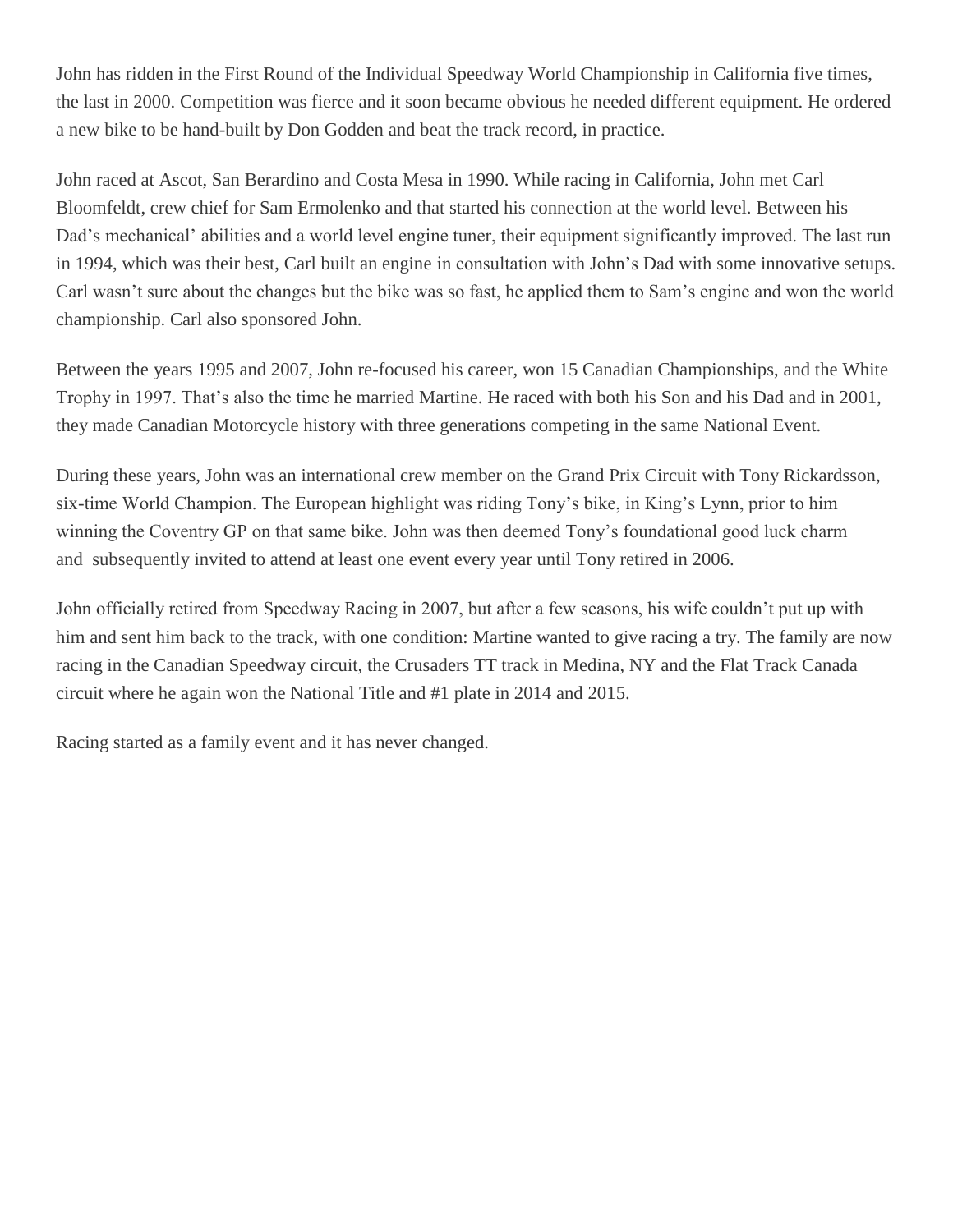John has ridden in the First Round of the Individual Speedway World Championship in California five times, the last in 2000. Competition was fierce and it soon became obvious he needed different equipment. He ordered a new bike to be hand-built by Don Godden and beat the track record, in practice.

John raced at Ascot, San Berardino and Costa Mesa in 1990. While racing in California, John met Carl Bloomfeldt, crew chief for Sam Ermolenko and that started his connection at the world level. Between his Dad's mechanical' abilities and a world level engine tuner, their equipment significantly improved. The last run in 1994, which was their best, Carl built an engine in consultation with John's Dad with some innovative setups. Carl wasn't sure about the changes but the bike was so fast, he applied them to Sam's engine and won the world championship. Carl also sponsored John.

Between the years 1995 and 2007, John re-focused his career, won 15 Canadian Championships, and the White Trophy in 1997. That's also the time he married Martine. He raced with both his Son and his Dad and in 2001, they made Canadian Motorcycle history with three generations competing in the same National Event.

During these years, John was an international crew member on the Grand Prix Circuit with Tony Rickardsson, six-time World Champion. The European highlight was riding Tony's bike, in King's Lynn, prior to him winning the Coventry GP on that same bike. John was then deemed Tony's foundational good luck charm and subsequently invited to attend at least one event every year until Tony retired in 2006.

John officially retired from Speedway Racing in 2007, but after a few seasons, his wife couldn't put up with him and sent him back to the track, with one condition: Martine wanted to give racing a try. The family are now racing in the Canadian Speedway circuit, the Crusaders TT track in Medina, NY and the Flat Track Canada circuit where he again won the National Title and #1 plate in 2014 and 2015.

Racing started as a family event and it has never changed.